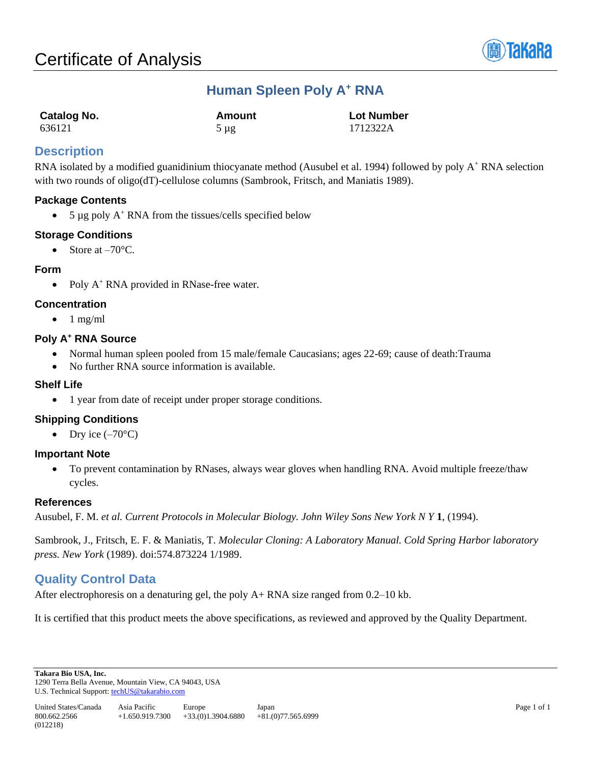# Certificate of Analysis

## Human Spleen Poly A⁺ RNA

| Catalog No. | Amount | Lot Number |
|---|---|---|
| 636121 | 5 µg | 1712322A |

## Description

RNA isolated by a modified guanidinium thiocyanate method (Ausubel et al. 1994) followed by poly $A^+$ RNA selection with two rounds of oligo(dT)-cellulose columns (Sambrook, Fritsch, and Maniatis 1989).

### Package Contents

- 5 µg poly $A^+$ RNA from the tissues/cells specified below

### Storage Conditions

- Store at –70°C.

### Form

- Poly $A^+$ RNA provided in RNase-free water.

### Concentration

- 1 mg/ml

### Poly $A^+$ RNA Source

- Normal human spleen pooled from 15 male/female Caucasians; ages 22-69; cause of death:Trauma
- No further RNA source information is available.

### Shelf Life

- 1 year from date of receipt under proper storage conditions.

### Shipping Conditions

- Dry ice (–70°C)

### Important Note

- To prevent contamination by RNases, always wear gloves when handling RNA. Avoid multiple freeze/thaw cycles.

### References

Ausubel, F. M. *et al. Current Protocols in Molecular Biology. John Wiley Sons New York N Y* **1**, (1994).

Sambrook, J., Fritsch, E. F. & Maniatis, T. *Molecular Cloning: A Laboratory Manual. Cold Spring Harbor laboratory press. New York* (1989). doi:574.873224 1/1989.

## Quality Control Data

After electrophoresis on a denaturing gel, the poly A+ RNA size ranged from 0.2–10 kb.

It is certified that this product meets the above specifications, as reviewed and approved by the Quality Department.

**Takara Bio USA, Inc.**
1290 Terra Bella Avenue, Mountain View, CA 94043, USA
U.S. Technical Support: techUS@takarabio.com

| United States/Canada | Asia Pacific | Europe | Japan |
|---|---|---|---|
| 800.662.2566 | +1.650.919.7300 | +33.(0)1.3904.6880 | +81.(0)77.565.6999 |

(012218)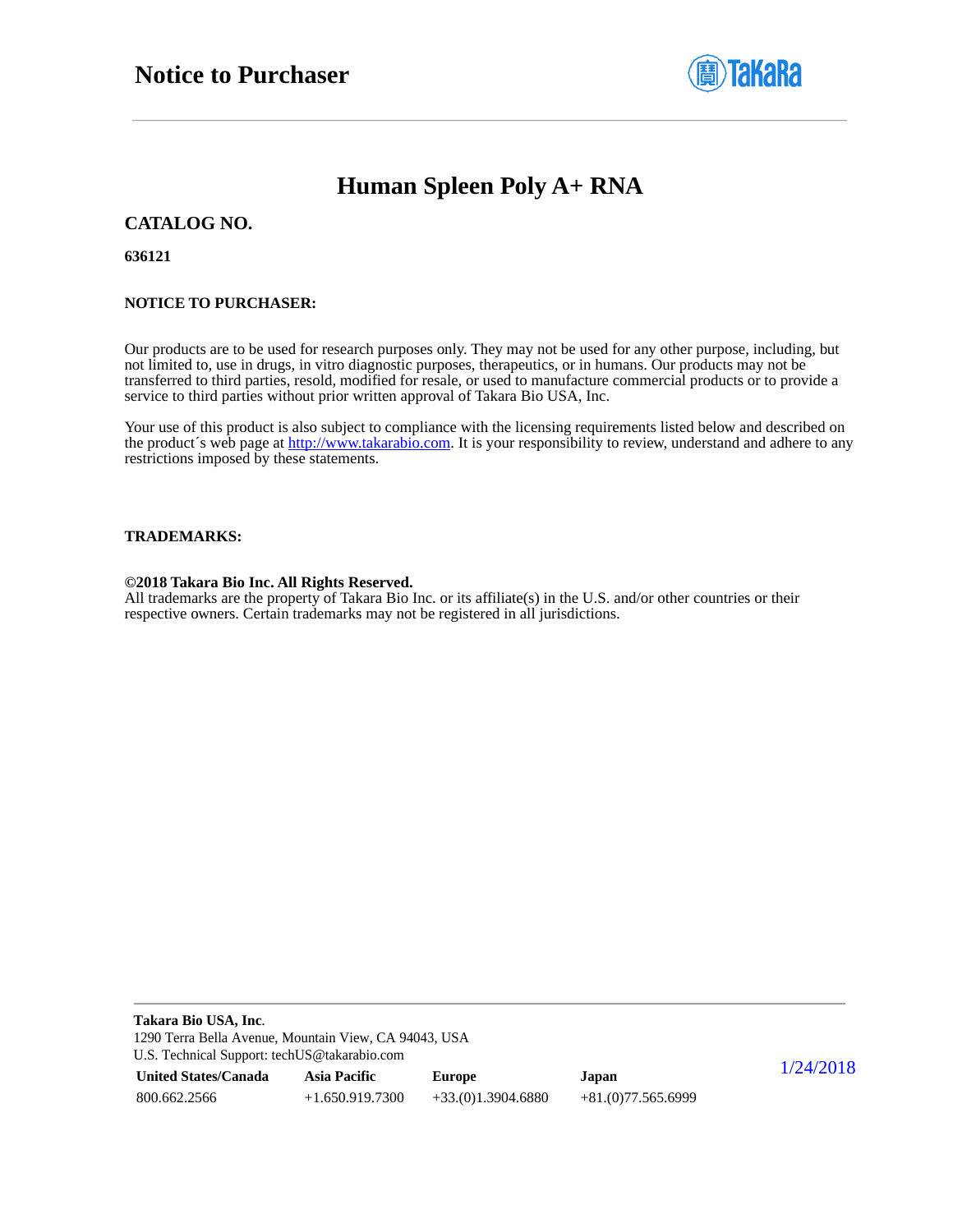# Notice to Purchaser

## Human Spleen Poly A+ RNA

### CATALOG NO.

**636121**

**NOTICE TO PURCHASER:**

Our products are to be used for research purposes only. They may not be used for any other purpose, including, but not limited to, use in drugs, in vitro diagnostic purposes, therapeutics, or in humans. Our products may not be transferred to third parties, resold, modified for resale, or used to manufacture commercial products or to provide a service to third parties without prior written approval of Takara Bio USA, Inc.

Your use of this product is also subject to compliance with the licensing requirements listed below and described on the product´s web page at http://www.takarabio.com. It is your responsibility to review, understand and adhere to any restrictions imposed by these statements.

**TRADEMARKS:**

**©2018 Takara Bio Inc. All Rights Reserved.**
All trademarks are the property of Takara Bio Inc. or its affiliate(s) in the U.S. and/or other countries or their respective owners. Certain trademarks may not be registered in all jurisdictions.

**Takara Bio USA, Inc**.
1290 Terra Bella Avenue, Mountain View, CA 94043, USA
U.S. Technical Support: techUS@takarabio.com

| United States/Canada | Asia Pacific | Europe | Japan |
|---|---|---|---|
| 800.662.2566 | +1.650.919.7300 | +33.(0)1.3904.6880 | +81.(0)77.565.6999 |

1/24/2018